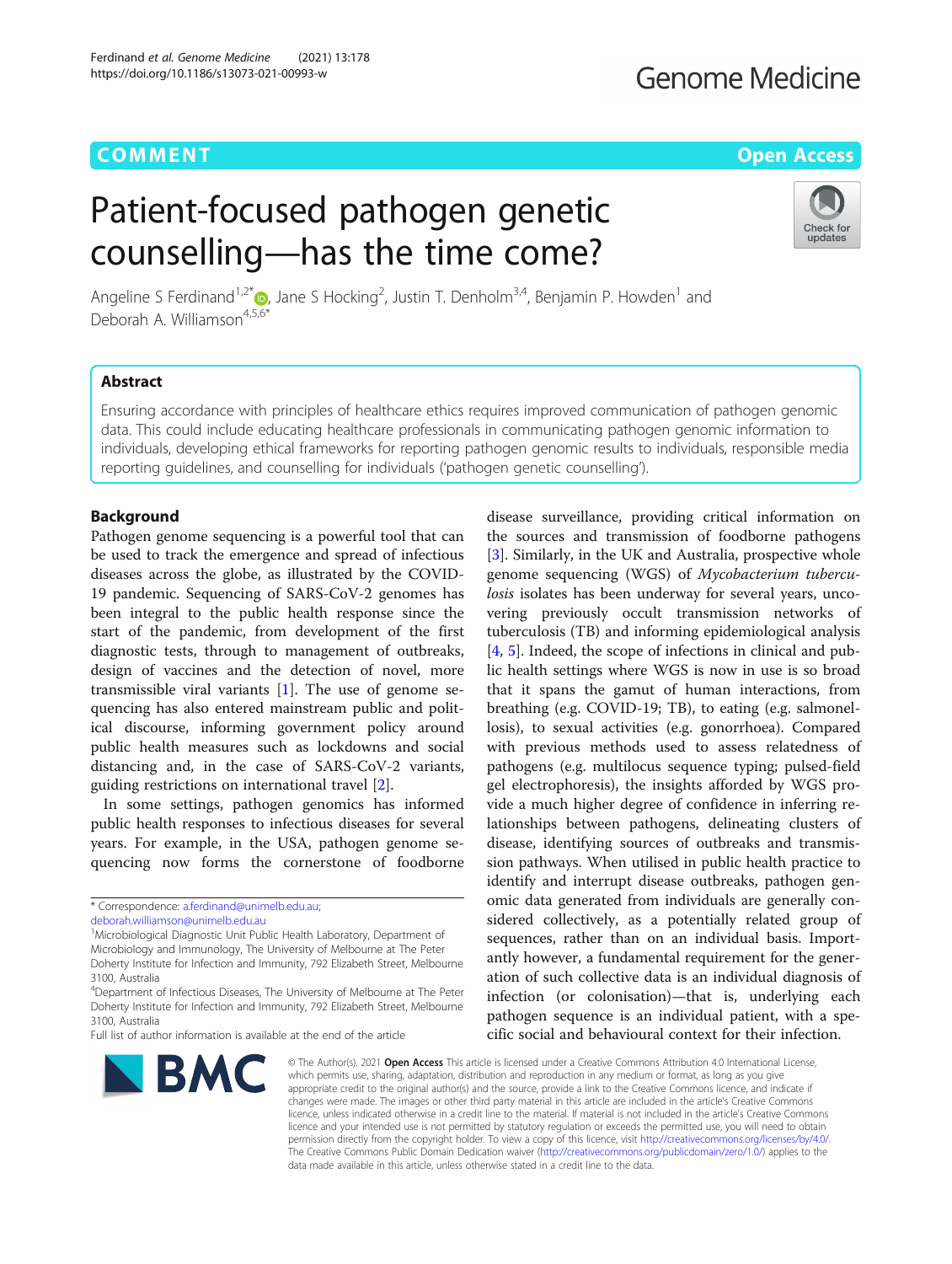COMMENT

Open Access

# Patient-focused pathogen genetic counselling—has the time come?

Angeline S Ferdinand[1,2*], Jane S Hocking[2], Justin T. Denholm[3,4], Benjamin P. Howden[1] and Deborah A. Williamson[4,5,6*]

## Abstract

Ensuring accordance with principles of healthcare ethics requires improved communication of pathogen genomic data. This could include educating healthcare professionals in communicating pathogen genomic information to individuals, developing ethical frameworks for reporting pathogen genomic results to individuals, responsible media reporting guidelines, and counselling for individuals ('pathogen genetic counselling').

## Background

Pathogen genome sequencing is a powerful tool that can be used to track the emergence and spread of infectious diseases across the globe, as illustrated by the COVID-19 pandemic. Sequencing of SARS-CoV-2 genomes has been integral to the public health response since the start of the pandemic, from development of the first diagnostic tests, through to management of outbreaks, design of vaccines and the detection of novel, more transmissible viral variants [1]. The use of genome sequencing has also entered mainstream public and political discourse, informing government policy around public health measures such as lockdowns and social distancing and, in the case of SARS-CoV-2 variants, guiding restrictions on international travel [2].

In some settings, pathogen genomics has informed public health responses to infectious diseases for several years. For example, in the USA, pathogen genome sequencing now forms the cornerstone of foodborne disease surveillance, providing critical information on the sources and transmission of foodborne pathogens [3]. Similarly, in the UK and Australia, prospective whole genome sequencing (WGS) of *Mycobacterium tuberculosis* isolates has been underway for several years, uncovering previously occult transmission networks of tuberculosis (TB) and informing epidemiological analysis [4, 5]. Indeed, the scope of infections in clinical and public health settings where WGS is now in use is so broad that it spans the gamut of human interactions, from breathing (e.g. COVID-19; TB), to eating (e.g. salmonellosis), to sexual activities (e.g. gonorrhoea). Compared with previous methods used to assess relatedness of pathogens (e.g. multilocus sequence typing; pulsed-field gel electrophoresis), the insights afforded by WGS provide a much higher degree of confidence in inferring relationships between pathogens, delineating clusters of disease, identifying sources of outbreaks and transmission pathways. When utilised in public health practice to identify and interrupt disease outbreaks, pathogen genomic data generated from individuals are generally considered collectively, as a potentially related group of sequences, rather than on an individual basis. Importantly however, a fundamental requirement for the generation of such collective data is an individual diagnosis of infection (or colonisation)—that is, underlying each pathogen sequence is an individual patient, with a specific social and behavioural context for their infection.

\* Correspondence: a.ferdinand@unimelb.edu.au; deborah.williamson@unimelb.edu.au

[1]Microbiological Diagnostic Unit Public Health Laboratory, Department of Microbiology and Immunology, The University of Melbourne at The Peter Doherty Institute for Infection and Immunity, 792 Elizabeth Street, Melbourne 3100, Australia

[4]Department of Infectious Diseases, The University of Melbourne at The Peter Doherty Institute for Infection and Immunity, 792 Elizabeth Street, Melbourne 3100, Australia

Full list of author information is available at the end of the article

© The Author(s). 2021 **Open Access** This article is licensed under a Creative Commons Attribution 4.0 International License, which permits use, sharing, adaptation, distribution and reproduction in any medium or format, as long as you give appropriate credit to the original author(s) and the source, provide a link to the Creative Commons licence, and indicate if changes were made. The images or other third party material in this article are included in the article's Creative Commons licence, unless indicated otherwise in a credit line to the material. If material is not included in the article's Creative Commons licence and your intended use is not permitted by statutory regulation or exceeds the permitted use, you will need to obtain permission directly from the copyright holder. To view a copy of this licence, visit http://creativecommons.org/licenses/by/4.0/. The Creative Commons Public Domain Dedication waiver (http://creativecommons.org/publicdomain/zero/1.0/) applies to the data made available in this article, unless otherwise stated in a credit line to the data.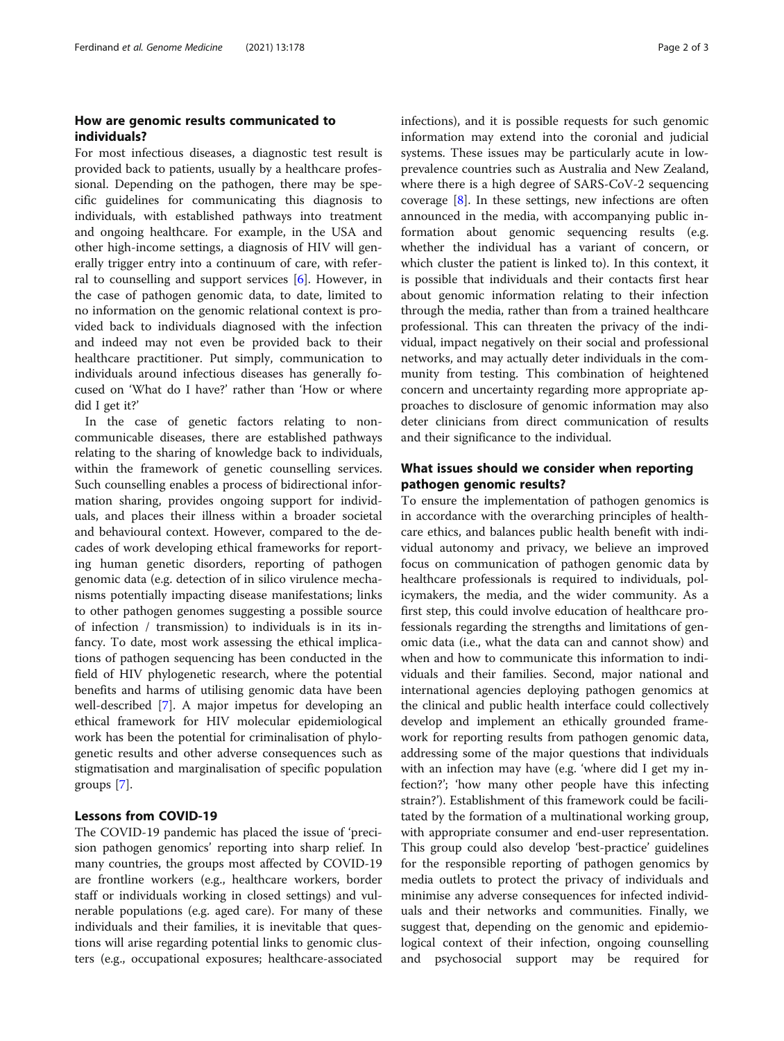## How are genomic results communicated to individuals?

For most infectious diseases, a diagnostic test result is provided back to patients, usually by a healthcare professional. Depending on the pathogen, there may be specific guidelines for communicating this diagnosis to individuals, with established pathways into treatment and ongoing healthcare. For example, in the USA and other high-income settings, a diagnosis of HIV will generally trigger entry into a continuum of care, with referral to counselling and support services [6]. However, in the case of pathogen genomic data, to date, limited to no information on the genomic relational context is provided back to individuals diagnosed with the infection and indeed may not even be provided back to their healthcare practitioner. Put simply, communication to individuals around infectious diseases has generally focused on 'What do I have?' rather than 'How or where did I get it?'

In the case of genetic factors relating to non-communicable diseases, there are established pathways relating to the sharing of knowledge back to individuals, within the framework of genetic counselling services. Such counselling enables a process of bidirectional information sharing, provides ongoing support for individuals, and places their illness within a broader societal and behavioural context. However, compared to the decades of work developing ethical frameworks for reporting human genetic disorders, reporting of pathogen genomic data (e.g. detection of in silico virulence mechanisms potentially impacting disease manifestations; links to other pathogen genomes suggesting a possible source of infection / transmission) to individuals is in its infancy. To date, most work assessing the ethical implications of pathogen sequencing has been conducted in the field of HIV phylogenetic research, where the potential benefits and harms of utilising genomic data have been well-described [7]. A major impetus for developing an ethical framework for HIV molecular epidemiological work has been the potential for criminalisation of phylogenetic results and other adverse consequences such as stigmatisation and marginalisation of specific population groups [7].

## Lessons from COVID-19

The COVID-19 pandemic has placed the issue of 'precision pathogen genomics' reporting into sharp relief. In many countries, the groups most affected by COVID-19 are frontline workers (e.g., healthcare workers, border staff or individuals working in closed settings) and vulnerable populations (e.g. aged care). For many of these individuals and their families, it is inevitable that questions will arise regarding potential links to genomic clusters (e.g., occupational exposures; healthcare-associated infections), and it is possible requests for such genomic information may extend into the coronial and judicial systems. These issues may be particularly acute in low-prevalence countries such as Australia and New Zealand, where there is a high degree of SARS-CoV-2 sequencing coverage [8]. In these settings, new infections are often announced in the media, with accompanying public information about genomic sequencing results (e.g. whether the individual has a variant of concern, or which cluster the patient is linked to). In this context, it is possible that individuals and their contacts first hear about genomic information relating to their infection through the media, rather than from a trained healthcare professional. This can threaten the privacy of the individual, impact negatively on their social and professional networks, and may actually deter individuals in the community from testing. This combination of heightened concern and uncertainty regarding more appropriate approaches to disclosure of genomic information may also deter clinicians from direct communication of results and their significance to the individual.

## What issues should we consider when reporting pathogen genomic results?

To ensure the implementation of pathogen genomics is in accordance with the overarching principles of healthcare ethics, and balances public health benefit with individual autonomy and privacy, we believe an improved focus on communication of pathogen genomic data by healthcare professionals is required to individuals, policymakers, the media, and the wider community. As a first step, this could involve education of healthcare professionals regarding the strengths and limitations of genomic data (i.e., what the data can and cannot show) and when and how to communicate this information to individuals and their families. Second, major national and international agencies deploying pathogen genomics at the clinical and public health interface could collectively develop and implement an ethically grounded framework for reporting results from pathogen genomic data, addressing some of the major questions that individuals with an infection may have (e.g. 'where did I get my infection?'; 'how many other people have this infecting strain?'). Establishment of this framework could be facilitated by the formation of a multinational working group, with appropriate consumer and end-user representation. This group could also develop 'best-practice' guidelines for the responsible reporting of pathogen genomics by media outlets to protect the privacy of individuals and minimise any adverse consequences for infected individuals and their networks and communities. Finally, we suggest that, depending on the genomic and epidemiological context of their infection, ongoing counselling and psychosocial support may be required for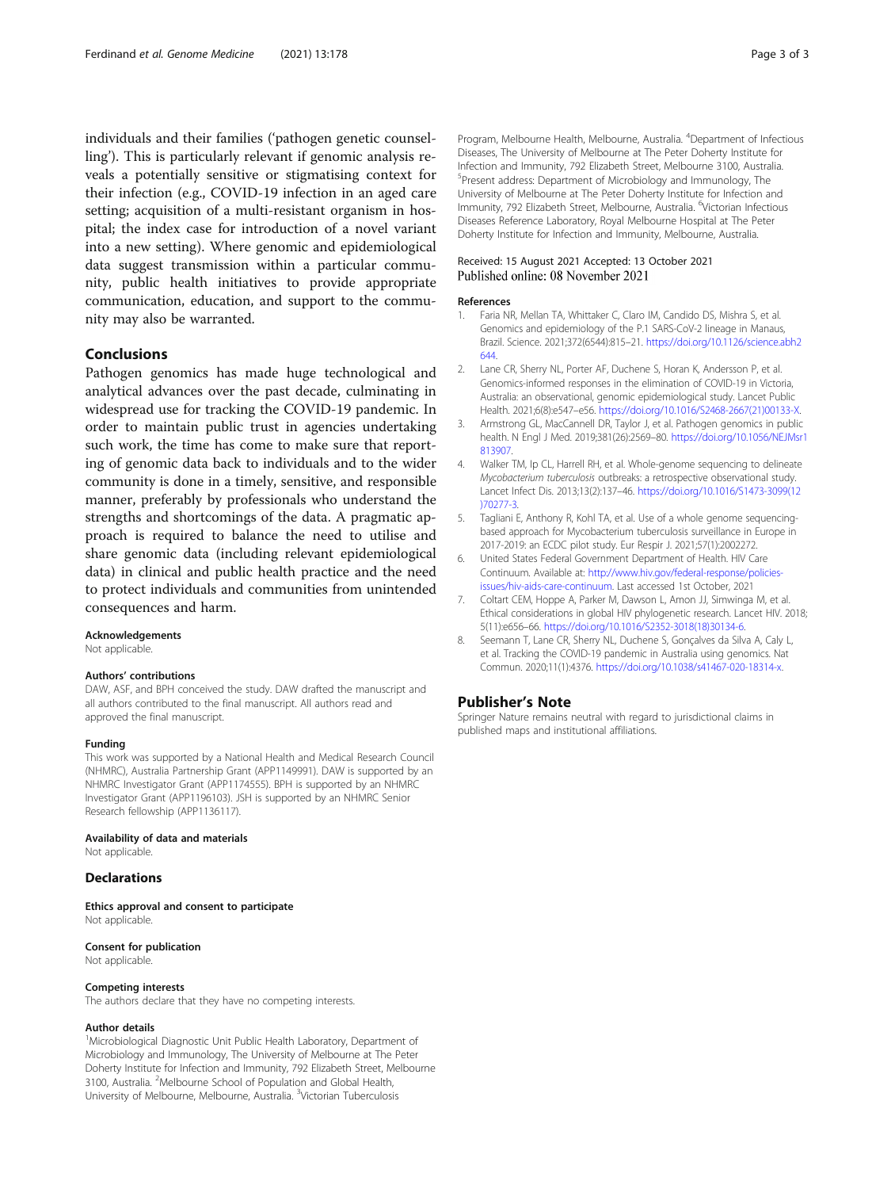individuals and their families ('pathogen genetic counselling'). This is particularly relevant if genomic analysis reveals a potentially sensitive or stigmatising context for their infection (e.g., COVID-19 infection in an aged care setting; acquisition of a multi-resistant organism in hospital; the index case for introduction of a novel variant into a new setting). Where genomic and epidemiological data suggest transmission within a particular community, public health initiatives to provide appropriate communication, education, and support to the community may also be warranted.

## Conclusions

Pathogen genomics has made huge technological and analytical advances over the past decade, culminating in widespread use for tracking the COVID-19 pandemic. In order to maintain public trust in agencies undertaking such work, the time has come to make sure that reporting of genomic data back to individuals and to the wider community is done in a timely, sensitive, and responsible manner, preferably by professionals who understand the strengths and shortcomings of the data. A pragmatic approach is required to balance the need to utilise and share genomic data (including relevant epidemiological data) in clinical and public health practice and the need to protect individuals and communities from unintended consequences and harm.

#### Acknowledgements

Not applicable.

#### Authors' contributions

DAW, ASF, and BPH conceived the study. DAW drafted the manuscript and all authors contributed to the final manuscript. All authors read and approved the final manuscript.

#### Funding

This work was supported by a National Health and Medical Research Council (NHMRC), Australia Partnership Grant (APP1149991). DAW is supported by an NHMRC Investigator Grant (APP1174555). BPH is supported by an NHMRC Investigator Grant (APP1196103). JSH is supported by an NHMRC Senior Research fellowship (APP1136117).

#### Availability of data and materials

Not applicable.

## Declarations

#### Ethics approval and consent to participate

Not applicable.

#### Consent for publication

Not applicable.

#### Competing interests

The authors declare that they have no competing interests.

#### Author details

[1]Microbiological Diagnostic Unit Public Health Laboratory, Department of Microbiology and Immunology, The University of Melbourne at The Peter Doherty Institute for Infection and Immunity, 792 Elizabeth Street, Melbourne 3100, Australia. [2]Melbourne School of Population and Global Health, University of Melbourne, Melbourne, Australia. [3]Victorian Tuberculosis Program, Melbourne Health, Melbourne, Australia. [4]Department of Infectious Diseases, The University of Melbourne at The Peter Doherty Institute for Infection and Immunity, 792 Elizabeth Street, Melbourne 3100, Australia. [5]Present address: Department of Microbiology and Immunology, The University of Melbourne at The Peter Doherty Institute for Infection and Immunity, 792 Elizabeth Street, Melbourne, Australia. [6]Victorian Infectious Diseases Reference Laboratory, Royal Melbourne Hospital at The Peter Doherty Institute for Infection and Immunity, Melbourne, Australia.

Received: 15 August 2021 Accepted: 13 October 2021
Published online: 08 November 2021

#### References

1. Faria NR, Mellan TA, Whittaker C, Claro IM, Candido DS, Mishra S, et al. Genomics and epidemiology of the P.1 SARS-CoV-2 lineage in Manaus, Brazil. Science. 2021;372(6544):815–21. https://doi.org/10.1126/science.abh2644.
2. Lane CR, Sherry NL, Porter AF, Duchene S, Horan K, Andersson P, et al. Genomics-informed responses in the elimination of COVID-19 in Victoria, Australia: an observational, genomic epidemiological study. Lancet Public Health. 2021;6(8):e547–e56. https://doi.org/10.1016/S2468-2667(21)00133-X.
3. Armstrong GL, MacCannell DR, Taylor J, et al. Pathogen genomics in public health. N Engl J Med. 2019;381(26):2569–80. https://doi.org/10.1056/NEJMsr1813907.
4. Walker TM, Ip CL, Harrell RH, et al. Whole-genome sequencing to delineate *Mycobacterium tuberculosis* outbreaks: a retrospective observational study. Lancet Infect Dis. 2013;13(2):137–46. https://doi.org/10.1016/S1473-3099(12)70277-3.
5. Tagliani E, Anthony R, Kohl TA, et al. Use of a whole genome sequencing-based approach for Mycobacterium tuberculosis surveillance in Europe in 2017-2019: an ECDC pilot study. Eur Respir J. 2021;57(1):2002272.
6. United States Federal Government Department of Health. HIV Care Continuum. Available at: http://www.hiv.gov/federal-response/policies-issues/hiv-aids-care-continuum. Last accessed 1st October, 2021
7. Coltart CEM, Hoppe A, Parker M, Dawson L, Amon JJ, Simwinga M, et al. Ethical considerations in global HIV phylogenetic research. Lancet HIV. 2018;5(11):e656–66. https://doi.org/10.1016/S2352-3018(18)30134-6.
8. Seemann T, Lane CR, Sherry NL, Duchene S, Gonçalves da Silva A, Caly L, et al. Tracking the COVID-19 pandemic in Australia using genomics. Nat Commun. 2020;11(1):4376. https://doi.org/10.1038/s41467-020-18314-x.

## Publisher's Note

Springer Nature remains neutral with regard to jurisdictional claims in published maps and institutional affiliations.